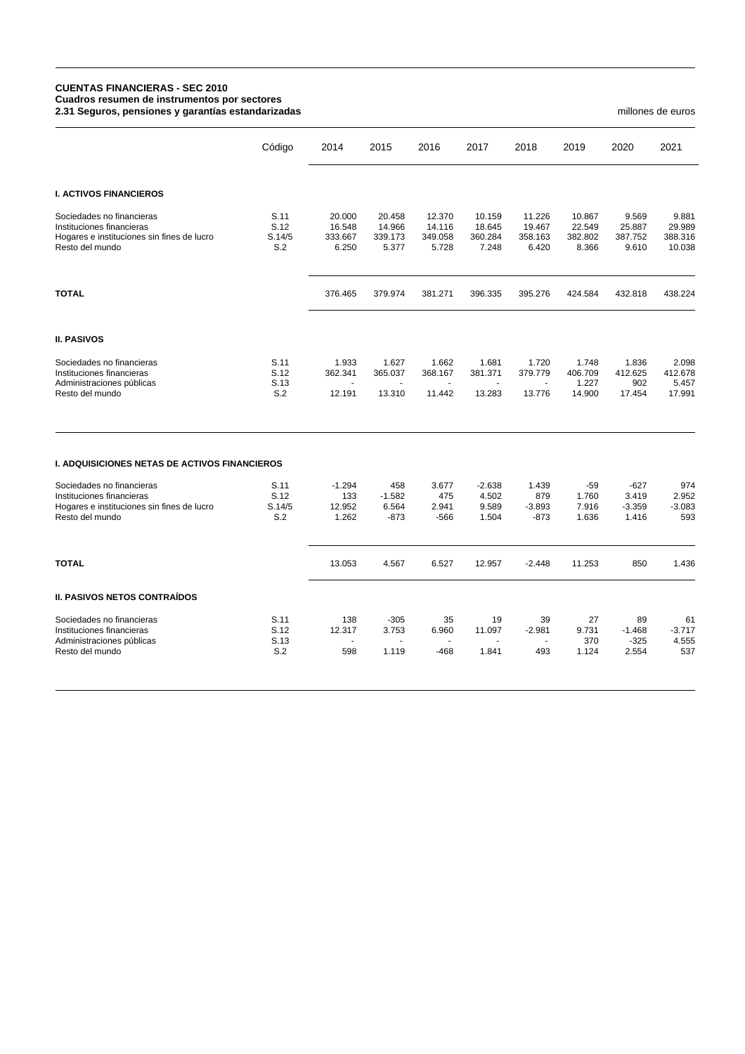**CUENTAS FINANCIERAS - SEC 2010**
**Cuadros resumen de instrumentos por sectores**
**2.31 Seguros, pensiones y garantías estandarizadas**

millones de euros

| | Código | 2014 | 2015 | 2016 | 2017 | 2018 | 2019 | 2020 | 2021 |
|---|---|---|---|---|---|---|---|---|---|
| **I. ACTIVOS FINANCIEROS** | | | | | | | | | |
| Sociedades no financieras | S.11 | 20.000 | 20.458 | 12.370 | 10.159 | 11.226 | 10.867 | 9.569 | 9.881 |
| Instituciones financieras | S.12 | 16.548 | 14.966 | 14.116 | 18.645 | 19.467 | 22.549 | 25.887 | 29.989 |
| Hogares e instituciones sin fines de lucro | S.14/5 | 333.667 | 339.173 | 349.058 | 360.284 | 358.163 | 382.802 | 387.752 | 388.316 |
| Resto del mundo | S.2 | 6.250 | 5.377 | 5.728 | 7.248 | 6.420 | 8.366 | 9.610 | 10.038 |
| **TOTAL** | | 376.465 | 379.974 | 381.271 | 396.335 | 395.276 | 424.584 | 432.818 | 438.224 |
| **II. PASIVOS** | | | | | | | | | |
| Sociedades no financieras | S.11 | 1.933 | 1.627 | 1.662 | 1.681 | 1.720 | 1.748 | 1.836 | 2.098 |
| Instituciones financieras | S.12 | 362.341 | 365.037 | 368.167 | 381.371 | 379.779 | 406.709 | 412.625 | 412.678 |
| Administraciones públicas | S.13 | - | - | - | - | - | 1.227 | 902 | 5.457 |
| Resto del mundo | S.2 | 12.191 | 13.310 | 11.442 | 13.283 | 13.776 | 14.900 | 17.454 | 17.991 |

| | Código | 2014 | 2015 | 2016 | 2017 | 2018 | 2019 | 2020 | 2021 |
|---|---|---|---|---|---|---|---|---|---|
| **I. ADQUISICIONES NETAS DE ACTIVOS FINANCIEROS** | | | | | | | | | |
| Sociedades no financieras | S.11 | -1.294 | 458 | 3.677 | -2.638 | 1.439 | -59 | -627 | 974 |
| Instituciones financieras | S.12 | 133 | -1.582 | 475 | 4.502 | 879 | 1.760 | 3.419 | 2.952 |
| Hogares e instituciones sin fines de lucro | S.14/5 | 12.952 | 6.564 | 2.941 | 9.589 | -3.893 | 7.916 | -3.359 | -3.083 |
| Resto del mundo | S.2 | 1.262 | -873 | -566 | 1.504 | -873 | 1.636 | 1.416 | 593 |
| **TOTAL** | | 13.053 | 4.567 | 6.527 | 12.957 | -2.448 | 11.253 | 850 | 1.436 |
| **II. PASIVOS NETOS CONTRAÍDOS** | | | | | | | | | |
| Sociedades no financieras | S.11 | 138 | -305 | 35 | 19 | 39 | 27 | 89 | 61 |
| Instituciones financieras | S.12 | 12.317 | 3.753 | 6.960 | 11.097 | -2.981 | 9.731 | -1.468 | -3.717 |
| Administraciones públicas | S.13 | - | - | - | - | - | 370 | -325 | 4.555 |
| Resto del mundo | S.2 | 598 | 1.119 | -468 | 1.841 | 493 | 1.124 | 2.554 | 537 |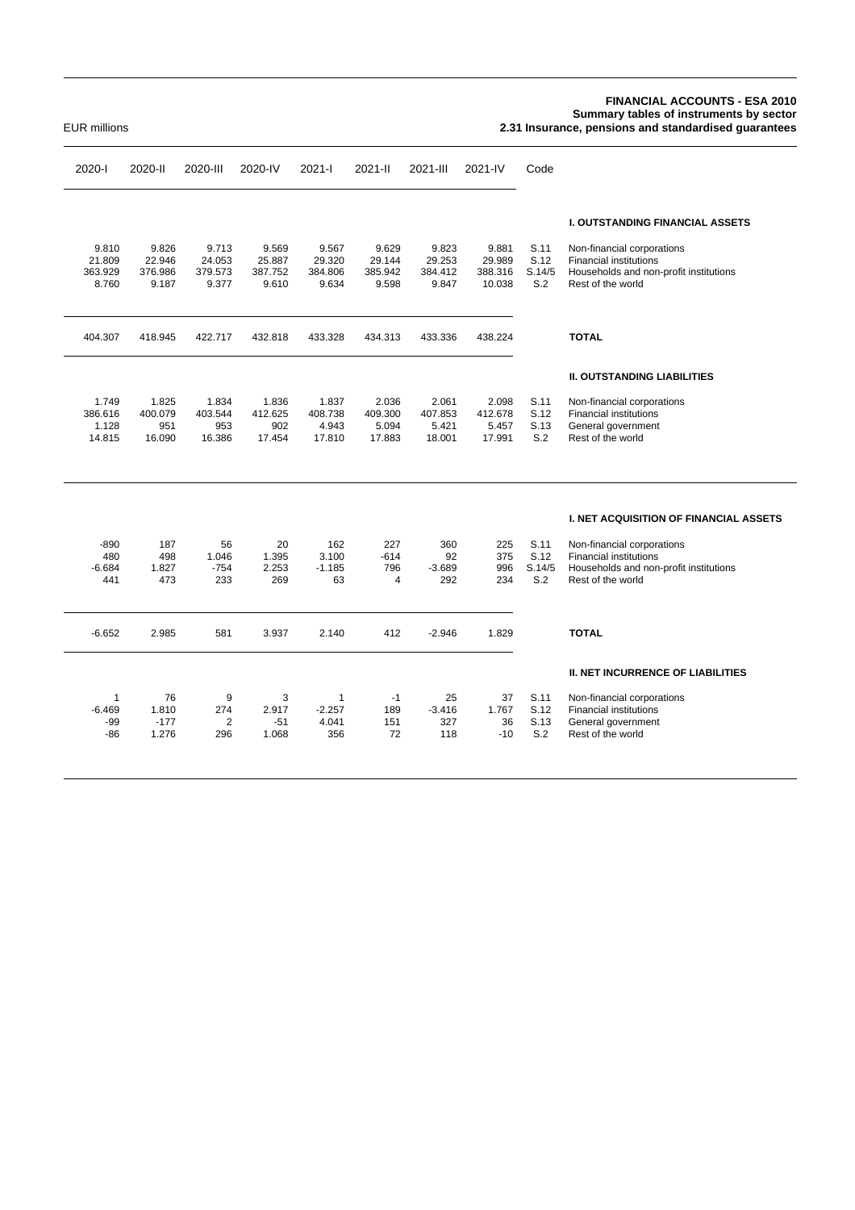EUR millions

**FINANCIAL ACCOUNTS - ESA 2010**
**Summary tables of instruments by sector**
**2.31 Insurance, pensions and standardised guarantees**

| 2020-I | 2020-II | 2020-III | 2020-IV | 2021-I | 2021-II | 2021-III | 2021-IV | Code | |
|---|---|---|---|---|---|---|---|---|---|
| | | | | | | | | | **I. OUTSTANDING FINANCIAL ASSETS** |
| 9.810 | 9.826 | 9.713 | 9.569 | 9.567 | 9.629 | 9.823 | 9.881 | S.11 | Non-financial corporations |
| 21.809 | 22.946 | 24.053 | 25.887 | 29.320 | 29.144 | 29.253 | 29.989 | S.12 | Financial institutions |
| 363.929 | 376.986 | 379.573 | 387.752 | 384.806 | 385.942 | 384.412 | 388.316 | S.14/5 | Households and non-profit institutions |
| 8.760 | 9.187 | 9.377 | 9.610 | 9.634 | 9.598 | 9.847 | 10.038 | S.2 | Rest of the world |
| 404.307 | 418.945 | 422.717 | 432.818 | 433.328 | 434.313 | 433.336 | 438.224 | | **TOTAL** |
| | | | | | | | | | **II. OUTSTANDING LIABILITIES** |
| 1.749 | 1.825 | 1.834 | 1.836 | 1.837 | 2.036 | 2.061 | 2.098 | S.11 | Non-financial corporations |
| 386.616 | 400.079 | 403.544 | 412.625 | 408.738 | 409.300 | 407.853 | 412.678 | S.12 | Financial institutions |
| 1.128 | 951 | 953 | 902 | 4.943 | 5.094 | 5.421 | 5.457 | S.13 | General government |
| 14.815 | 16.090 | 16.386 | 17.454 | 17.810 | 17.883 | 18.001 | 17.991 | S.2 | Rest of the world |
| | | | | | | | | | **I. NET ACQUISITION OF FINANCIAL ASSETS** |
| -890 | 187 | 56 | 20 | 162 | 227 | 360 | 225 | S.11 | Non-financial corporations |
| 480 | 498 | 1.046 | 1.395 | 3.100 | -614 | 92 | 375 | S.12 | Financial institutions |
| -6.684 | 1.827 | -754 | 2.253 | -1.185 | 796 | -3.689 | 996 | S.14/5 | Households and non-profit institutions |
| 441 | 473 | 233 | 269 | 63 | 4 | 292 | 234 | S.2 | Rest of the world |
| -6.652 | 2.985 | 581 | 3.937 | 2.140 | 412 | -2.946 | 1.829 | | **TOTAL** |
| | | | | | | | | | **II. NET INCURRENCE OF LIABILITIES** |
| 1 | 76 | 9 | 3 | 1 | -1 | 25 | 37 | S.11 | Non-financial corporations |
| -6.469 | 1.810 | 274 | 2.917 | -2.257 | 189 | -3.416 | 1.767 | S.12 | Financial institutions |
| -99 | -177 | 2 | -51 | 4.041 | 151 | 327 | 36 | S.13 | General government |
| -86 | 1.276 | 296 | 1.068 | 356 | 72 | 118 | -10 | S.2 | Rest of the world |